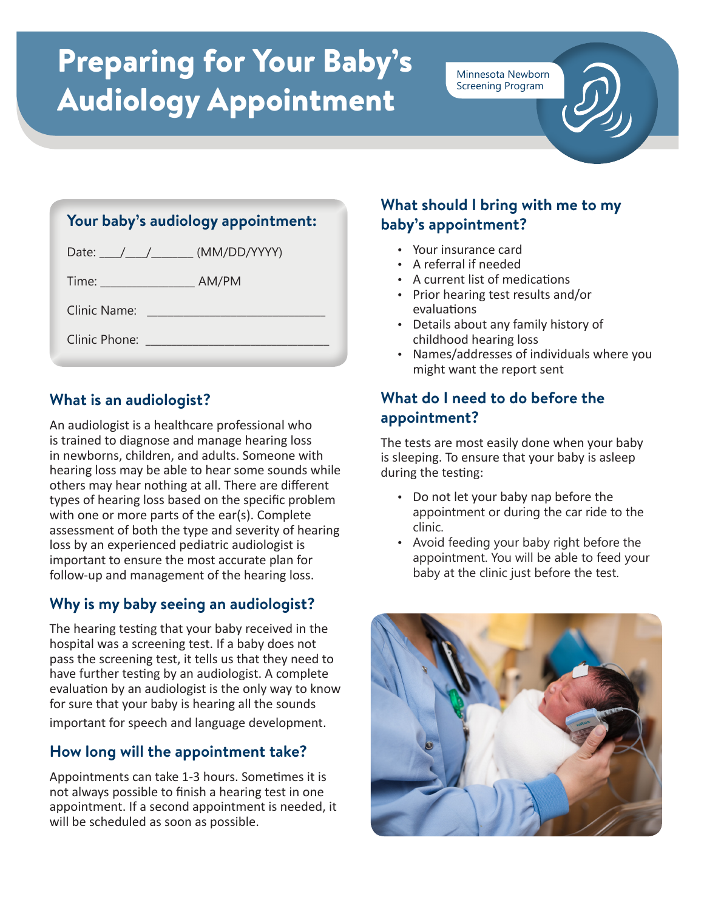# Preparing for Your Baby's Audiology Appointment

Minnesota Newborn Screening Program

### Your baby's audiology appointment:

Date: ___/___/_______ (MM/DD/YYYY)

Time: _______________ AM/PM

Clinic Name: ___________________________

Clinic Phone: ___________________________

## What is an audiologist?

An audiologist is a healthcare professional who is trained to diagnose and manage hearing loss in newborns, children, and adults. Someone with hearing loss may be able to hear some sounds while others may hear nothing at all. There are different types of hearing loss based on the specific problem with one or more parts of the ear(s). Complete assessment of both the type and severity of hearing loss by an experienced pediatric audiologist is important to ensure the most accurate plan for follow-up and management of the hearing loss.

## Why is my baby seeing an audiologist?

The hearing testing that your baby received in the hospital was a screening test. If a baby does not pass the screening test, it tells us that they need to have further testing by an audiologist. A complete evaluation by an audiologist is the only way to know for sure that your baby is hearing all the sounds important for speech and language development.

## How long will the appointment take?

Appointments can take 1-3 hours. Sometimes it is not always possible to finish a hearing test in one appointment. If a second appointment is needed, it will be scheduled as soon as possible.

## What should I bring with me to my baby's appointment?

- Your insurance card
- A referral if needed
- A current list of medications
- Prior hearing test results and/or evaluations
- Details about any family history of childhood hearing loss
- Names/addresses of individuals where you might want the report sent

## What do I need to do before the appointment?

The tests are most easily done when your baby is sleeping. To ensure that your baby is asleep during the testing:

- Do not let your baby nap before the appointment or during the car ride to the clinic.
- Avoid feeding your baby right before the appointment. You will be able to feed your baby at the clinic just before the test.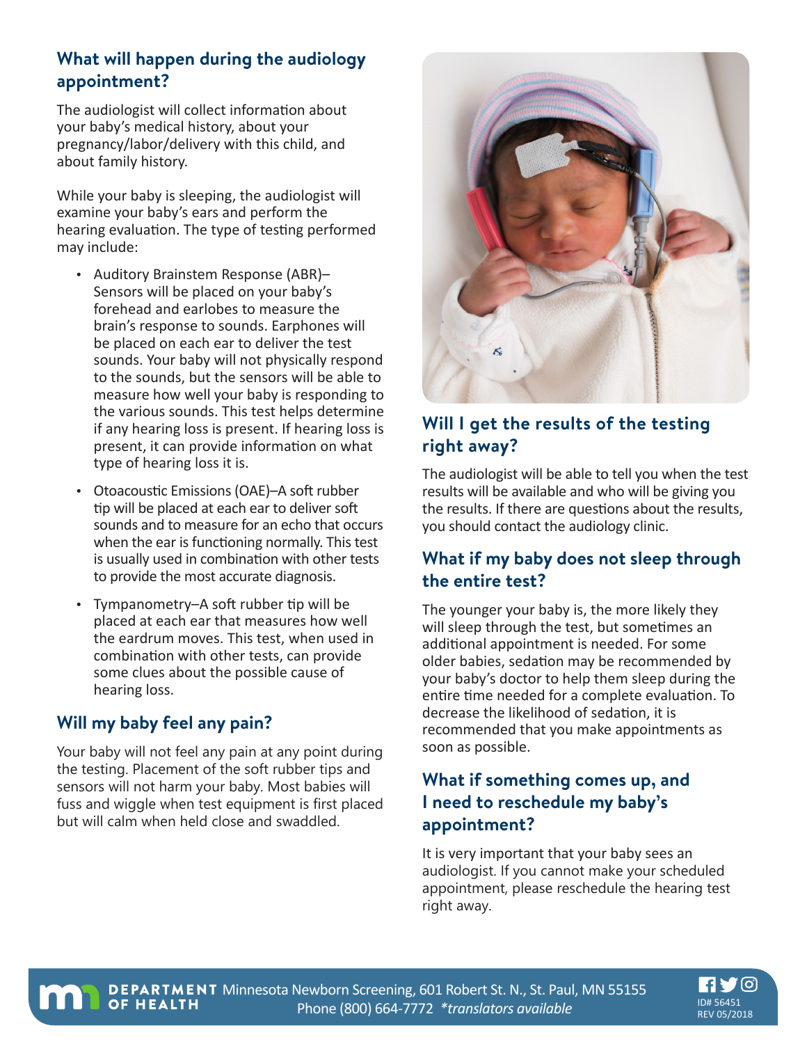## What will happen during the audiology appointment?

The audiologist will collect information about your baby's medical history, about your pregnancy/labor/delivery with this child, and about family history.

While your baby is sleeping, the audiologist will examine your baby's ears and perform the hearing evaluation. The type of testing performed may include:

- Auditory Brainstem Response (ABR)– Sensors will be placed on your baby's forehead and earlobes to measure the brain's response to sounds. Earphones will be placed on each ear to deliver the test sounds. Your baby will not physically respond to the sounds, but the sensors will be able to measure how well your baby is responding to the various sounds. This test helps determine if any hearing loss is present. If hearing loss is present, it can provide information on what type of hearing loss it is.
- Otoacoustic Emissions (OAE)–A soft rubber tip will be placed at each ear to deliver soft sounds and to measure for an echo that occurs when the ear is functioning normally. This test is usually used in combination with other tests to provide the most accurate diagnosis.
- Tympanometry–A soft rubber tip will be placed at each ear that measures how well the eardrum moves. This test, when used in combination with other tests, can provide some clues about the possible cause of hearing loss.

## Will my baby feel any pain?

Your baby will not feel any pain at any point during the testing. Placement of the soft rubber tips and sensors will not harm your baby. Most babies will fuss and wiggle when test equipment is first placed but will calm when held close and swaddled.

## Will I get the results of the testing right away?

The audiologist will be able to tell you when the test results will be available and who will be giving you the results. If there are questions about the results, you should contact the audiology clinic.

## What if my baby does not sleep through the entire test?

The younger your baby is, the more likely they will sleep through the test, but sometimes an additional appointment is needed. For some older babies, sedation may be recommended by your baby's doctor to help them sleep during the entire time needed for a complete evaluation. To decrease the likelihood of sedation, it is recommended that you make appointments as soon as possible.

## What if something comes up, and I need to reschedule my baby's appointment?

It is very important that your baby sees an audiologist. If you cannot make your scheduled appointment, please reschedule the hearing test right away.

**DEPARTMENT OF HEALTH** Minnesota Newborn Screening, 601 Robert St. N., St. Paul, MN 55155
Phone (800) 664-7772 *\*translators available*

ID# 56451
REV 05/2018